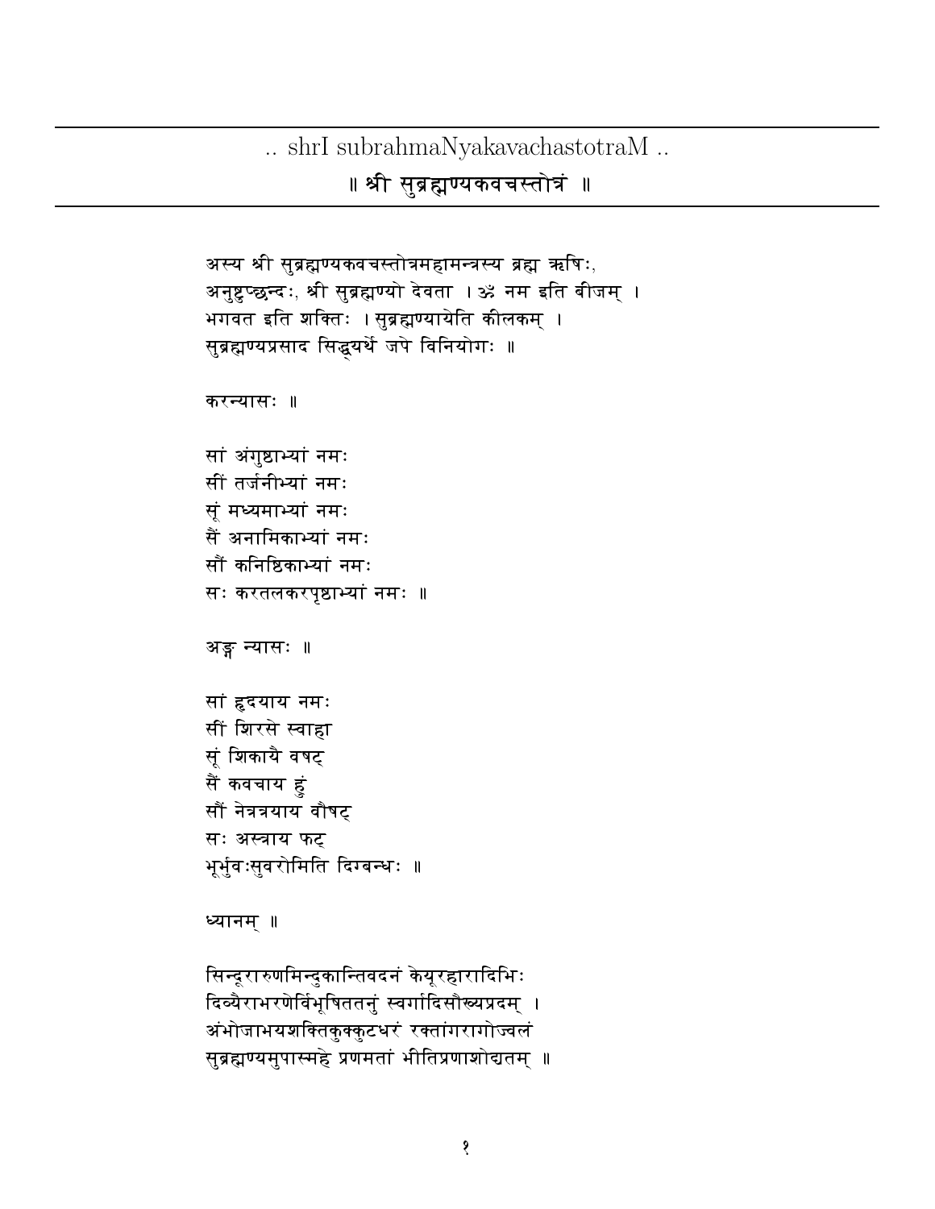# .. shrI subrahmaNyakavachastotraM ..

## ॥ श्री सुब्रह्मण्यकवचस्तोत्रं ॥

अस्य श्री सुब्रह्मण्यकवचस्तोत्रमहामन्त्रस्य ब्रह्म ऋषिः,
अनुष्टुप्छन्दः, श्री सुब्रह्मण्यो देवता । ॐ नम इति बीजम् ।
भगवत इति शक्तिः । सुब्रह्मण्यायेति कीलकम् ।
सुब्रह्मण्यप्रसाद सिद्ध्यर्थे जपे विनियोगः ॥

करन्यासः ॥

सां अंगुष्ठाभ्यां नमः
सीं तर्जनीभ्यां नमः
सूं मध्यमाभ्यां नमः
सैं अनामिकाभ्यां नमः
सौं कनिष्ठिकाभ्यां नमः
सः करतलकरपृष्ठाभ्यां नमः ॥

अङ्ग न्यासः ॥

सां हृदयाय नमः
सीं शिरसे स्वाहा
सूं शिकायै वषट्
सैं कवचाय हुं
सौं नेत्रत्रयाय वौषट्
सः अस्त्राय फट्
भूर्भुवःसुवरोमिति दिग्बन्धः ॥

ध्यानम् ॥

सिन्दूरारुणमिन्दुकान्तिवदनं केयूरहारादिभिः
दिव्यैराभरणैर्विभूषिततनुं स्वर्गादिसौख्यप्रदम् ।
अंभोजाभयशक्तिकुक्कुटधरं रक्तांगरागोज्वलं
सुब्रह्मण्यमुपास्महे प्रणमतां भीतिप्रणाशोद्यतम् ॥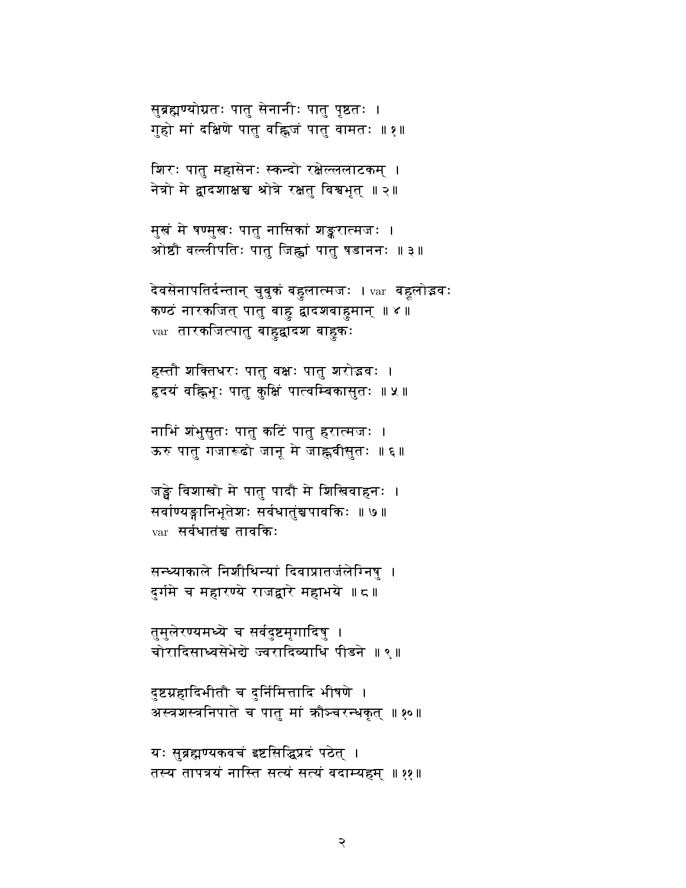सुब्रह्मण्योग्रतः पातु सेनानीः पातु पृष्ठतः ।
गुहो मां दक्षिणे पातु वह्निजं पातु वामतः ॥ १॥

शिरः पातु महासेनः स्कन्दो रक्षेल्ललाटकम् ।
नेत्रो मे द्वादशाक्षश्च श्रोत्रे रक्षतु विश्वभृत् ॥ २॥

मुखं मे षण्मुखः पातु नासिकां शङ्करात्मजः ।
ओष्ठौ वल्लीपतिः पातु जिह्वां पातु षडाननः ॥ ३॥

देवसेनापतिर्दन्तान् चुबुकं बहुलात्मजः । var बहूलोद्भवः
कण्ठं नारकजित् पातु बाहु द्वादशबाहुमान् ॥ ४॥
var तारकजित्पातु बाहुद्वादश बाहुकः

हस्तौ शक्तिधरः पातु वक्षः पातु शरोद्भवः ।
हृदयं वह्निभूः पातु कुक्षिं पात्वम्बिकासुतः ॥ ५॥

नाभिं शंभुसुतः पातु कटिं पातु हरात्मजः ।
ऊरु पातु गजारूढो जानू मे जाह्नवीसुतः ॥ ६॥

जङ्घे विशाखो मे पातु पादौ मे शिखिवाहनः ।
सर्वाण्यङ्गानिभूतेशः सर्वधातुंश्चपावकिः ॥ ७॥
var सर्वधातंश्च तावकिः

सन्ध्याकाले निशीथिन्यां दिवाप्रातर्जलेग्निषु ।
दुर्गमे च महारण्ये राजद्वारे महाभये ॥ ८॥

तुमुलेरण्यमध्ये च सर्वदुष्टमृगादिषु ।
चोरादिसाध्वसेभेद्ये ज्वरादिव्याधि पीडने ॥ ९॥

दुष्टग्रहादिभीतौ च दुर्निमित्तादि भीषणे ।
अस्त्रशस्त्रनिपाते च पातु मां क्रौञ्चरन्धकृत् ॥ १०॥

यः सुब्रह्मण्यकवचं इष्टसिद्धिप्रदं पठेत् ।
तस्य तापत्रयं नास्ति सत्यं सत्यं वदाम्यहम् ॥ ११॥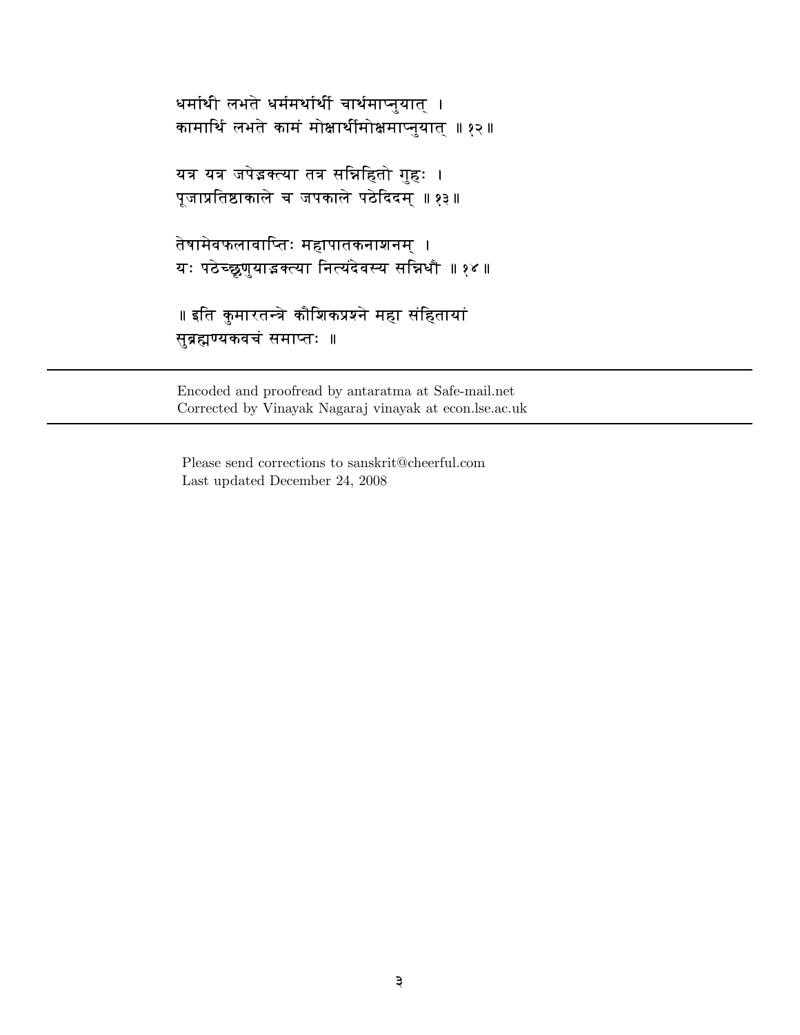धर्मार्थी लभते धर्ममर्थार्थी चार्थमाप्नुयात् ।
कामार्थि लभते कामं मोक्षार्थीमोक्षमाप्नुयात् ॥ १२॥

यत्र यत्र जपेद्भक्त्या तत्र सन्निहितो गुहः ।
पूजाप्रतिष्ठाकाले च जपकाले पठेदिदम् ॥ १३॥

तेषामेवफलावाप्तिः महापातकनाशनम् ।
यः पठेच्छृणुयाद्भक्त्या नित्यदेवस्य सन्निधौ ॥ १४॥

॥ इति कुमारतन्त्रे कौशिकप्रश्ने महा संहितायां
सुब्रह्मण्यकवचं समाप्तः ॥

---

Encoded and proofread by antaratma at Safe-mail.net
Corrected by Vinayak Nagaraj vinayak at econ.lse.ac.uk

---

Please send corrections to sanskrit@cheerful.com
Last updated December 24, 2008